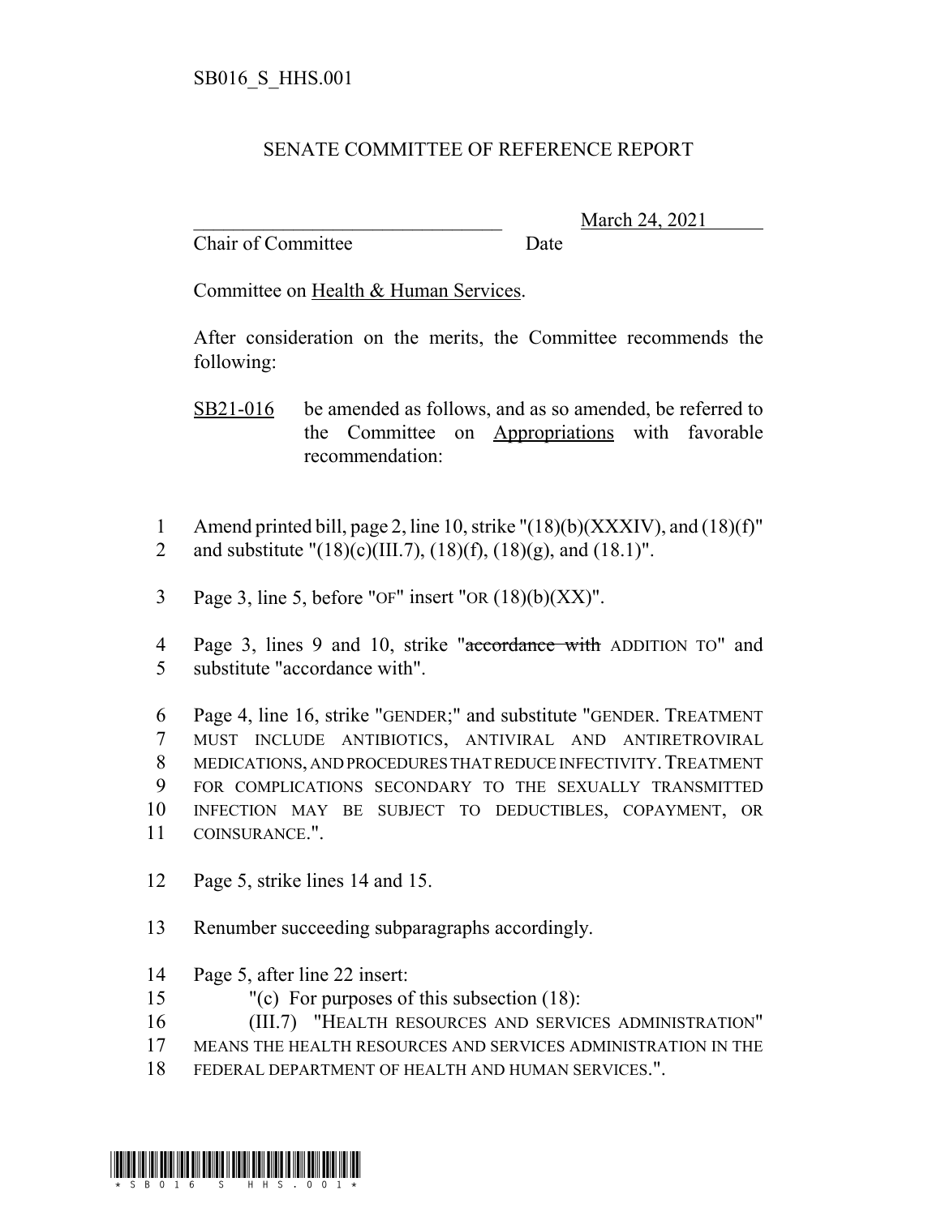SB016_S_HHS.001

## SENATE COMMITTEE OF REFERENCE REPORT

________________________________ March 24, 2021

Chair of Committee Date

Committee on Health & Human Services.

After consideration on the merits, the Committee recommends the following:

SB21-016 be amended as follows, and as so amended, be referred to the Committee on Appropriations with favorable recommendation:

1 Amend printed bill, page 2, line 10, strike "(18)(b)(XXXIV), and (18)(f)"
2 and substitute "(18)(c)(III.7), (18)(f), (18)(g), and (18.1)".

3 Page 3, line 5, before "OF" insert "OR (18)(b)(XX)".

4 Page 3, lines 9 and 10, strike "~~accordance with~~ ADDITION TO" and
5 substitute "accordance with".

6 Page 4, line 16, strike "GENDER;" and substitute "GENDER. TREATMENT
7 MUST INCLUDE ANTIBIOTICS, ANTIVIRAL AND ANTIRETROVIRAL
8 MEDICATIONS, AND PROCEDURES THAT REDUCE INFECTIVITY. TREATMENT
9 FOR COMPLICATIONS SECONDARY TO THE SEXUALLY TRANSMITTED
10 INFECTION MAY BE SUBJECT TO DEDUCTIBLES, COPAYMENT, OR
11 COINSURANCE.".

12 Page 5, strike lines 14 and 15.

13 Renumber succeeding subparagraphs accordingly.

14 Page 5, after line 22 insert:
15 "(c) For purposes of this subsection (18):
16 (III.7) "HEALTH RESOURCES AND SERVICES ADMINISTRATION"
17 MEANS THE HEALTH RESOURCES AND SERVICES ADMINISTRATION IN THE
18 FEDERAL DEPARTMENT OF HEALTH AND HUMAN SERVICES.".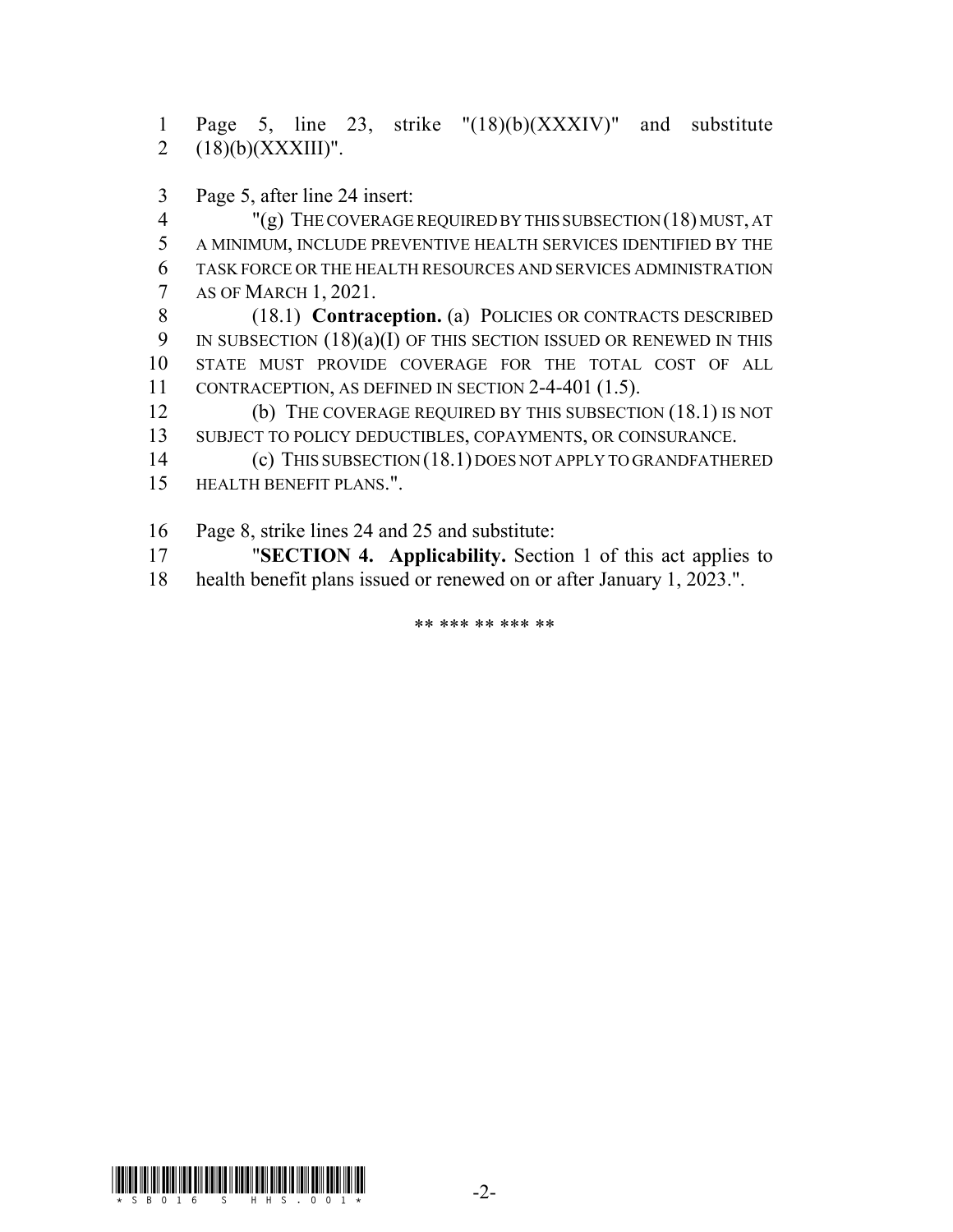Page 5, line 23, strike "(18)(b)(XXXIV)" and substitute (18)(b)(XXXIII)".

Page 5, after line 24 insert:

"(g) THE COVERAGE REQUIRED BY THIS SUBSECTION (18) MUST, AT A MINIMUM, INCLUDE PREVENTIVE HEALTH SERVICES IDENTIFIED BY THE TASK FORCE OR THE HEALTH RESOURCES AND SERVICES ADMINISTRATION AS OF MARCH 1, 2021.

(18.1) **Contraception.** (a) POLICIES OR CONTRACTS DESCRIBED IN SUBSECTION (18)(a)(I) OF THIS SECTION ISSUED OR RENEWED IN THIS STATE MUST PROVIDE COVERAGE FOR THE TOTAL COST OF ALL CONTRACEPTION, AS DEFINED IN SECTION 2-4-401 (1.5).

(b) THE COVERAGE REQUIRED BY THIS SUBSECTION (18.1) IS NOT SUBJECT TO POLICY DEDUCTIBLES, COPAYMENTS, OR COINSURANCE.

(c) THIS SUBSECTION (18.1) DOES NOT APPLY TO GRANDFATHERED HEALTH BENEFIT PLANS.".

Page 8, strike lines 24 and 25 and substitute:

"**SECTION 4. Applicability.** Section 1 of this act applies to health benefit plans issued or renewed on or after January 1, 2023.".

** *** ** *** **